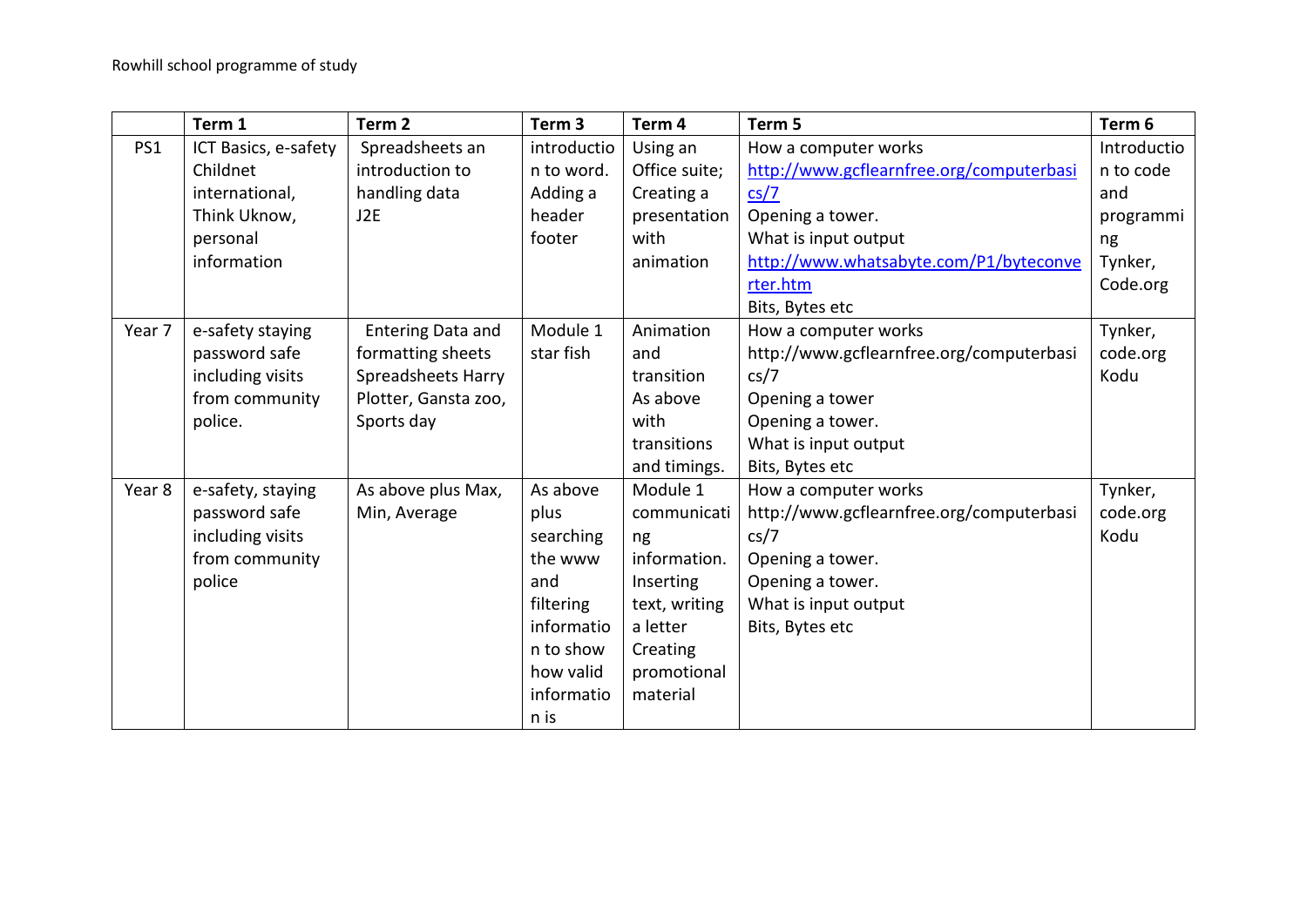Rowhill school programme of study

| | Term 1 | Term 2 | Term 3 | Term 4 | Term 5 | Term 6 |
|---|---|---|---|---|---|---|
| PS1 | ICT Basics, e-safety Childnet international, Think Uknow, personal information | Spreadsheets an introduction to handling data J2E | introduction to word. Adding a header footer | Using an Office suite; Creating a presentation with animation | How a computer works http://www.gcflearnfree.org/computerbasics/7 Opening a tower. What is input output http://www.whatsabyte.com/P1/byteconverter.htm Bits, Bytes etc | Introduction to code and programming Tynker, Code.org |
| Year 7 | e-safety staying password safe including visits from community police. | Entering Data and formatting sheets Spreadsheets Harry Plotter, Gansta zoo, Sports day | Module 1 star fish | Animation and transition As above with transitions and timings. | How a computer works http://www.gcflearnfree.org/computerbasics/7 Opening a tower Opening a tower. What is input output Bits, Bytes etc | Tynker, code.org Kodu |
| Year 8 | e-safety, staying password safe including visits from community police | As above plus Max, Min, Average | As above plus searching the www and filtering information to show how valid information is | Module 1 communicating information. Inserting text, writing a letter Creating promotional material | How a computer works http://www.gcflearnfree.org/computerbasics/7 Opening a tower. Opening a tower. What is input output Bits, Bytes etc | Tynker, code.org Kodu |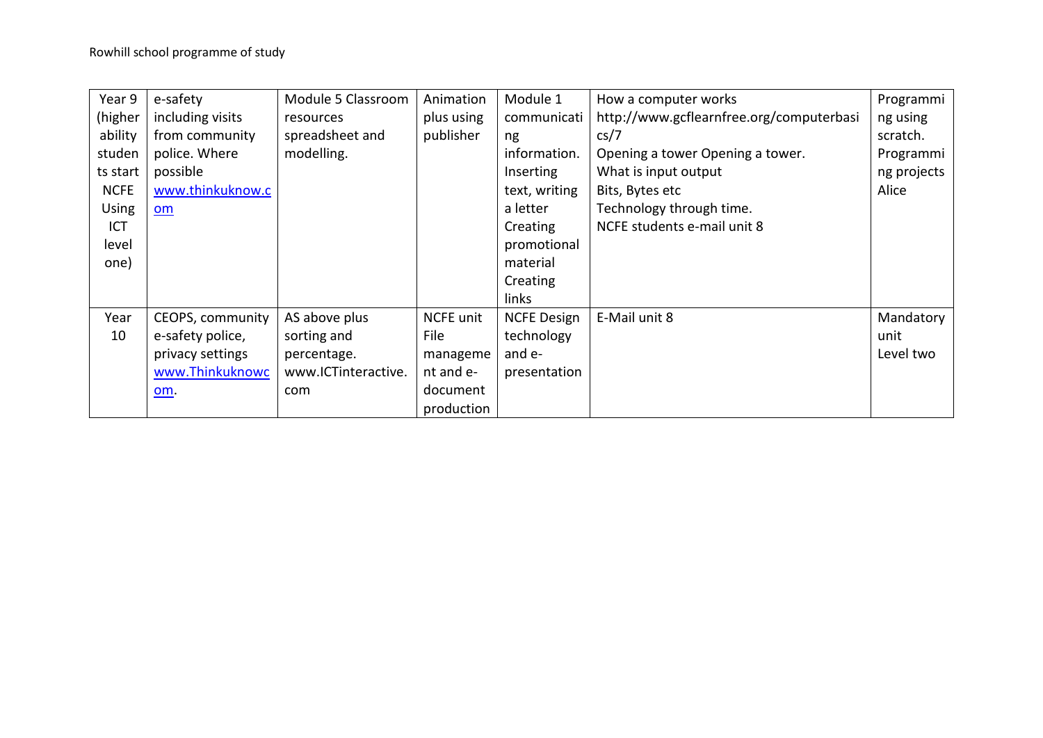| | | | | | | |
|---|---|---|---|---|---|---|
| Year 9 (higher ability students start NCFE Using ICT level one) | e-safety including visits from community police. Where possible www.thinkuknow.com | Module 5 Classroom resources spreadsheet and modelling. | Animation plus using publisher | Module 1 communicating information. Inserting text, writing a letter Creating promotional material Creating links | How a computer works http://www.gcflearnfree.org/computerbasics/7 Opening a tower Opening a tower. What is input output Bits, Bytes etc Technology through time. NCFE students e-mail unit 8 | Programming using scratch. Programming projects Alice |
| Year 10 | CEOPS, community e-safety police, privacy settings www.Thinkuknowcom. | AS above plus sorting and percentage. www.ICTinteractive.com | NCFE unit File management and e-document production | NCFE Design technology and e-presentation | E-Mail unit 8 | Mandatory unit Level two |